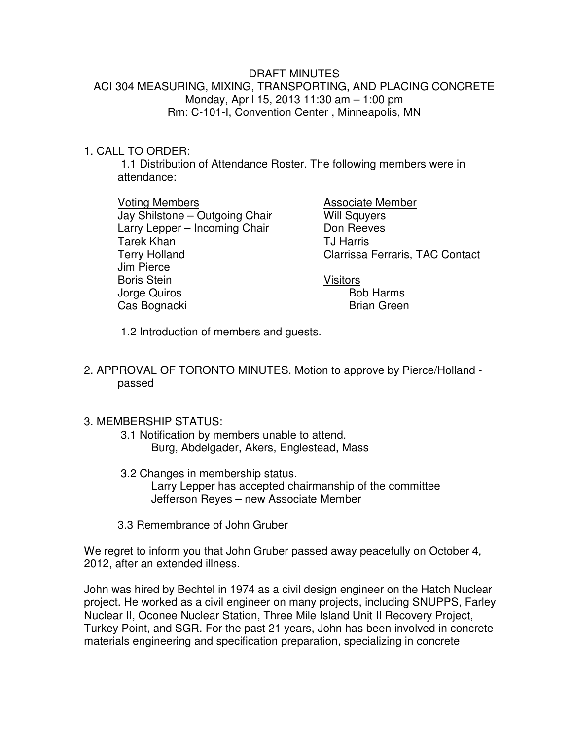# DRAFT MINUTES
## ACI 304 MEASURING, MIXING, TRANSPORTING, AND PLACING CONCRETE
Monday, April 15, 2013 11:30 am – 1:00 pm
Rm: C-101-I, Convention Center , Minneapolis, MN

1. CALL TO ORDER:

   1.1 Distribution of Attendance Roster. The following members were in attendance:

| Voting Members | Associate Member |
|---|---|
| Jay Shilstone – Outgoing Chair | Will Squyers |
| Larry Lepper – Incoming Chair | Don Reeves |
| Tarek Khan | TJ Harris |
| Terry Holland | Clarrissa Ferraris, TAC Contact |
| Jim Pierce | |
| Boris Stein | **Visitors** |
| Jorge Quiros | Bob Harms |
| Cas Bognacki | Brian Green |

   1.2 Introduction of members and guests.

2. APPROVAL OF TORONTO MINUTES. Motion to approve by Pierce/Holland - passed

3. MEMBERSHIP STATUS:

   3.1 Notification by members unable to attend.
   Burg, Abdelgader, Akers, Englestead, Mass

   3.2 Changes in membership status.
   Larry Lepper has accepted chairmanship of the committee
   Jefferson Reyes – new Associate Member

   3.3 Remembrance of John Gruber

We regret to inform you that John Gruber passed away peacefully on October 4, 2012, after an extended illness.

John was hired by Bechtel in 1974 as a civil design engineer on the Hatch Nuclear project. He worked as a civil engineer on many projects, including SNUPPS, Farley Nuclear II, Oconee Nuclear Station, Three Mile Island Unit II Recovery Project, Turkey Point, and SGR. For the past 21 years, John has been involved in concrete materials engineering and specification preparation, specializing in concrete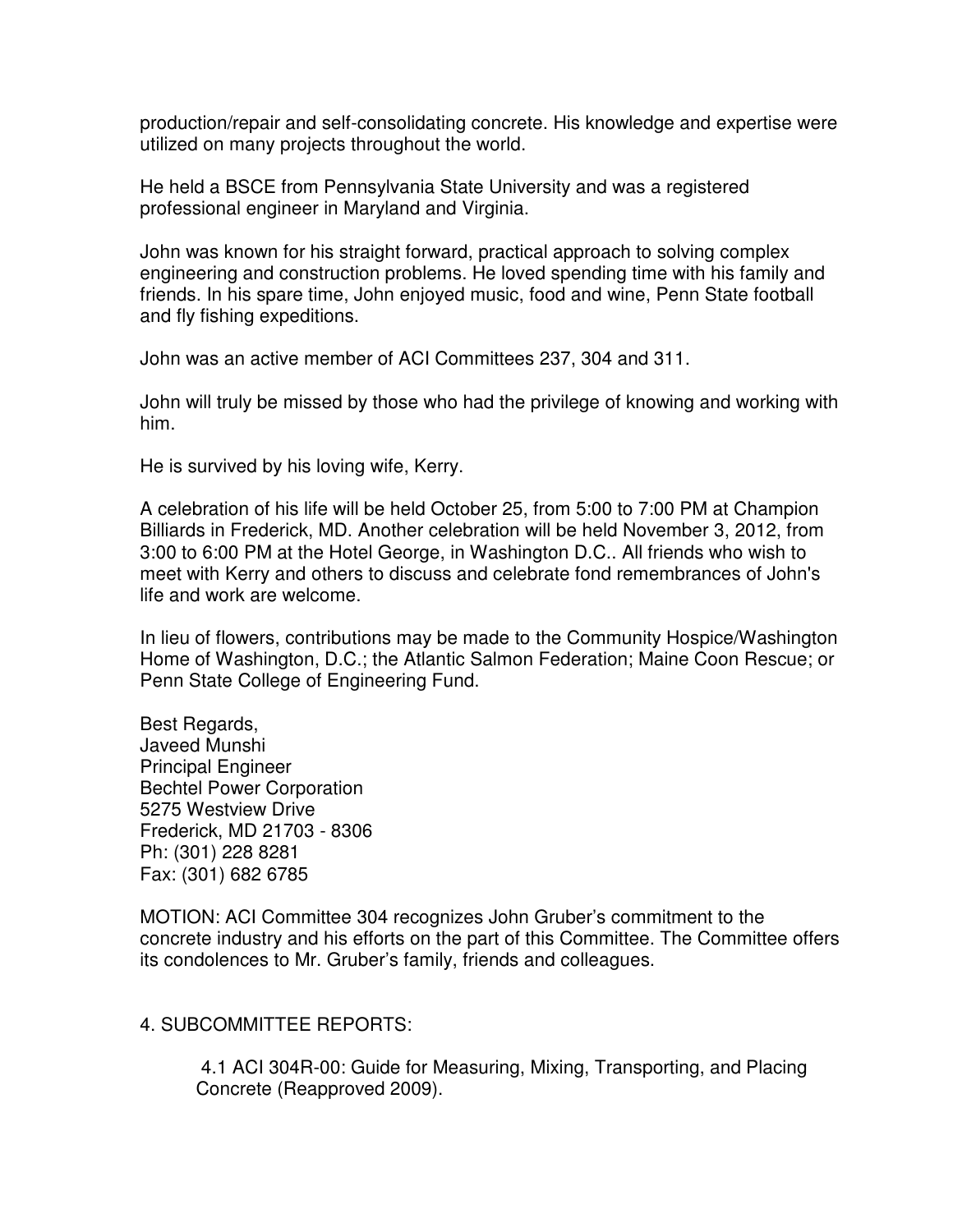production/repair and self-consolidating concrete. His knowledge and expertise were utilized on many projects throughout the world.

He held a BSCE from Pennsylvania State University and was a registered professional engineer in Maryland and Virginia.

John was known for his straight forward, practical approach to solving complex engineering and construction problems. He loved spending time with his family and friends. In his spare time, John enjoyed music, food and wine, Penn State football and fly fishing expeditions.

John was an active member of ACI Committees 237, 304 and 311.

John will truly be missed by those who had the privilege of knowing and working with him.

He is survived by his loving wife, Kerry.

A celebration of his life will be held October 25, from 5:00 to 7:00 PM at Champion Billiards in Frederick, MD. Another celebration will be held November 3, 2012, from 3:00 to 6:00 PM at the Hotel George, in Washington D.C.. All friends who wish to meet with Kerry and others to discuss and celebrate fond remembrances of John's life and work are welcome.

In lieu of flowers, contributions may be made to the Community Hospice/Washington Home of Washington, D.C.; the Atlantic Salmon Federation; Maine Coon Rescue; or Penn State College of Engineering Fund.

Best Regards,
Javeed Munshi
Principal Engineer
Bechtel Power Corporation
5275 Westview Drive
Frederick, MD 21703 - 8306
Ph: (301) 228 8281
Fax: (301) 682 6785

MOTION: ACI Committee 304 recognizes John Gruber's commitment to the concrete industry and his efforts on the part of this Committee. The Committee offers its condolences to Mr. Gruber's family, friends and colleagues.

## 4. SUBCOMMITTEE REPORTS:

4.1 ACI 304R-00: Guide for Measuring, Mixing, Transporting, and Placing Concrete (Reapproved 2009).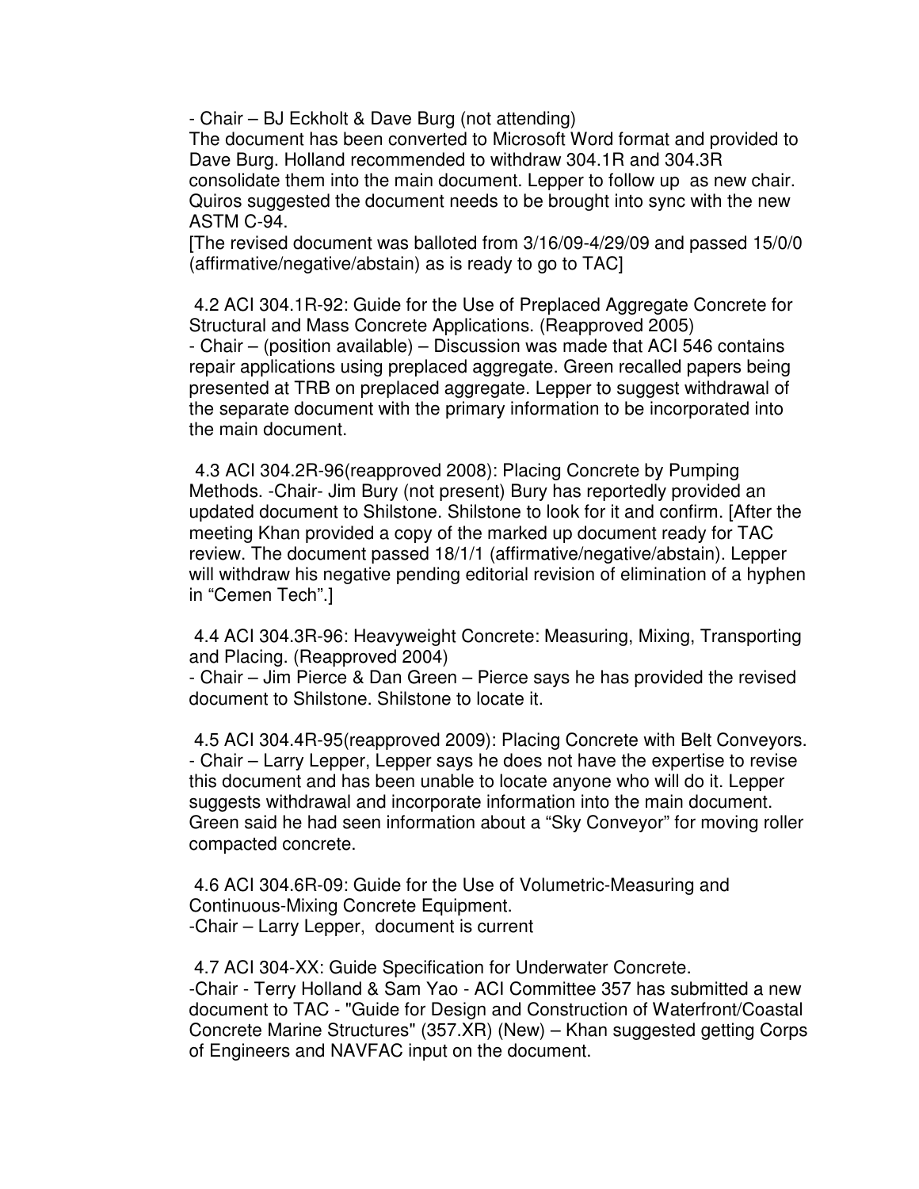- Chair – BJ Eckholt & Dave Burg (not attending)
The document has been converted to Microsoft Word format and provided to Dave Burg. Holland recommended to withdraw 304.1R and 304.3R consolidate them into the main document. Lepper to follow up as new chair. Quiros suggested the document needs to be brought into sync with the new ASTM C-94.
[The revised document was balloted from 3/16/09-4/29/09 and passed 15/0/0 (affirmative/negative/abstain) as is ready to go to TAC]

4.2 ACI 304.1R-92: Guide for the Use of Preplaced Aggregate Concrete for Structural and Mass Concrete Applications. (Reapproved 2005)
- Chair – (position available) – Discussion was made that ACI 546 contains repair applications using preplaced aggregate. Green recalled papers being presented at TRB on preplaced aggregate. Lepper to suggest withdrawal of the separate document with the primary information to be incorporated into the main document.

4.3 ACI 304.2R-96(reapproved 2008): Placing Concrete by Pumping Methods. -Chair- Jim Bury (not present) Bury has reportedly provided an updated document to Shilstone. Shilstone to look for it and confirm. [After the meeting Khan provided a copy of the marked up document ready for TAC review. The document passed 18/1/1 (affirmative/negative/abstain). Lepper will withdraw his negative pending editorial revision of elimination of a hyphen in "Cemen Tech".]

4.4 ACI 304.3R-96: Heavyweight Concrete: Measuring, Mixing, Transporting and Placing. (Reapproved 2004)
- Chair – Jim Pierce & Dan Green – Pierce says he has provided the revised document to Shilstone. Shilstone to locate it.

4.5 ACI 304.4R-95(reapproved 2009): Placing Concrete with Belt Conveyors.
- Chair – Larry Lepper, Lepper says he does not have the expertise to revise this document and has been unable to locate anyone who will do it. Lepper suggests withdrawal and incorporate information into the main document. Green said he had seen information about a "Sky Conveyor" for moving roller compacted concrete.

4.6 ACI 304.6R-09: Guide for the Use of Volumetric-Measuring and Continuous-Mixing Concrete Equipment.
-Chair – Larry Lepper, document is current

4.7 ACI 304-XX: Guide Specification for Underwater Concrete.
-Chair - Terry Holland & Sam Yao - ACI Committee 357 has submitted a new document to TAC - "Guide for Design and Construction of Waterfront/Coastal Concrete Marine Structures" (357.XR) (New) – Khan suggested getting Corps of Engineers and NAVFAC input on the document.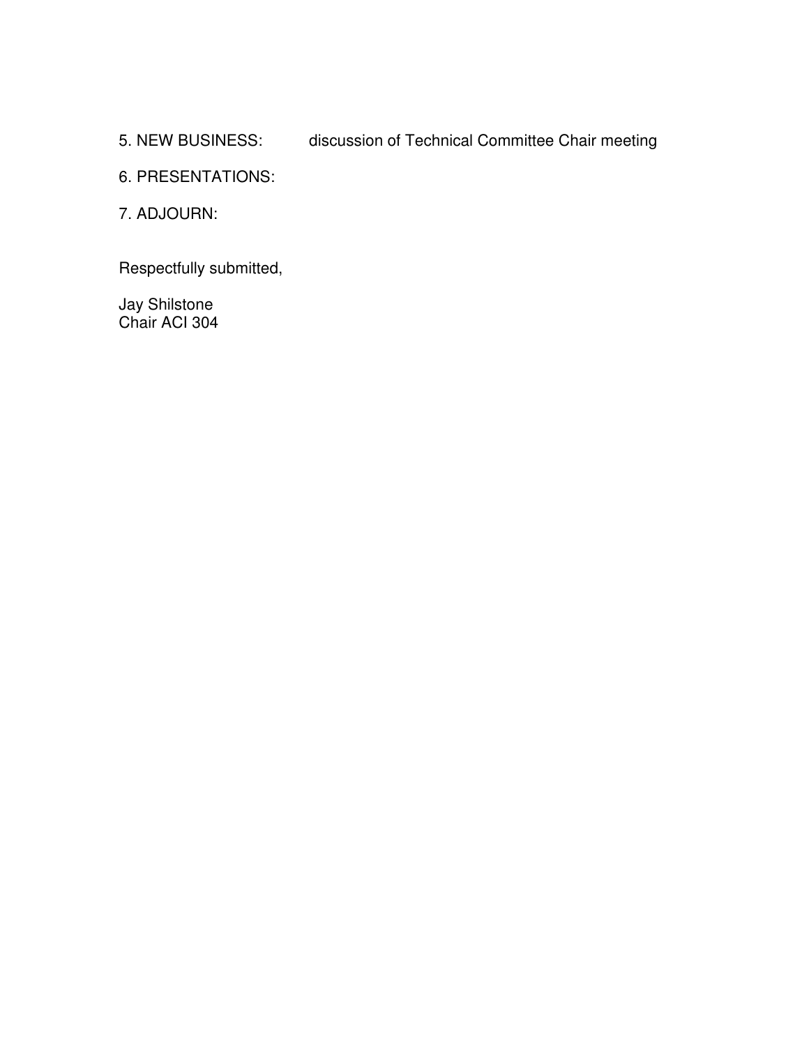5. NEW BUSINESS: discussion of Technical Committee Chair meeting

6. PRESENTATIONS:

7. ADJOURN:

Respectfully submitted,

Jay Shilstone
Chair ACI 304